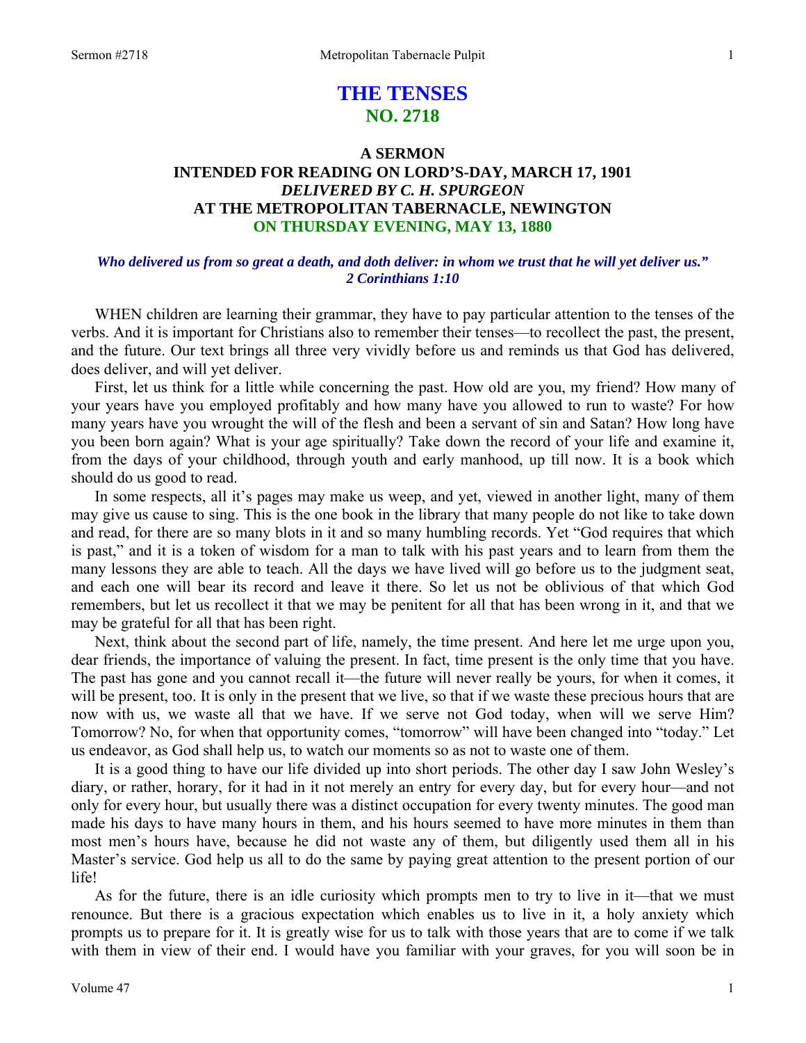# THE TENSES
## NO. 2718

### A SERMON
### INTENDED FOR READING ON LORD'S-DAY, MARCH 17, 1901
### *DELIVERED BY C. H. SPURGEON*
### AT THE METROPOLITAN TABERNACLE, NEWINGTON
### ON THURSDAY EVENING, MAY 13, 1880

***Who delivered us from so great a death, and doth deliver: in whom we trust that he will yet deliver us."***
***2 Corinthians 1:10***

WHEN children are learning their grammar, they have to pay particular attention to the tenses of the verbs. And it is important for Christians also to remember their tenses—to recollect the past, the present, and the future. Our text brings all three very vividly before us and reminds us that God has delivered, does deliver, and will yet deliver.

First, let us think for a little while concerning the past. How old are you, my friend? How many of your years have you employed profitably and how many have you allowed to run to waste? For how many years have you wrought the will of the flesh and been a servant of sin and Satan? How long have you been born again? What is your age spiritually? Take down the record of your life and examine it, from the days of your childhood, through youth and early manhood, up till now. It is a book which should do us good to read.

In some respects, all it's pages may make us weep, and yet, viewed in another light, many of them may give us cause to sing. This is the one book in the library that many people do not like to take down and read, for there are so many blots in it and so many humbling records. Yet "God requires that which is past," and it is a token of wisdom for a man to talk with his past years and to learn from them the many lessons they are able to teach. All the days we have lived will go before us to the judgment seat, and each one will bear its record and leave it there. So let us not be oblivious of that which God remembers, but let us recollect it that we may be penitent for all that has been wrong in it, and that we may be grateful for all that has been right.

Next, think about the second part of life, namely, the time present. And here let me urge upon you, dear friends, the importance of valuing the present. In fact, time present is the only time that you have. The past has gone and you cannot recall it—the future will never really be yours, for when it comes, it will be present, too. It is only in the present that we live, so that if we waste these precious hours that are now with us, we waste all that we have. If we serve not God today, when will we serve Him? Tomorrow? No, for when that opportunity comes, "tomorrow" will have been changed into "today." Let us endeavor, as God shall help us, to watch our moments so as not to waste one of them.

It is a good thing to have our life divided up into short periods. The other day I saw John Wesley's diary, or rather, horary, for it had in it not merely an entry for every day, but for every hour—and not only for every hour, but usually there was a distinct occupation for every twenty minutes. The good man made his days to have many hours in them, and his hours seemed to have more minutes in them than most men's hours have, because he did not waste any of them, but diligently used them all in his Master's service. God help us all to do the same by paying great attention to the present portion of our life!

As for the future, there is an idle curiosity which prompts men to try to live in it—that we must renounce. But there is a gracious expectation which enables us to live in it, a holy anxiety which prompts us to prepare for it. It is greatly wise for us to talk with those years that are to come if we talk with them in view of their end. I would have you familiar with your graves, for you will soon be in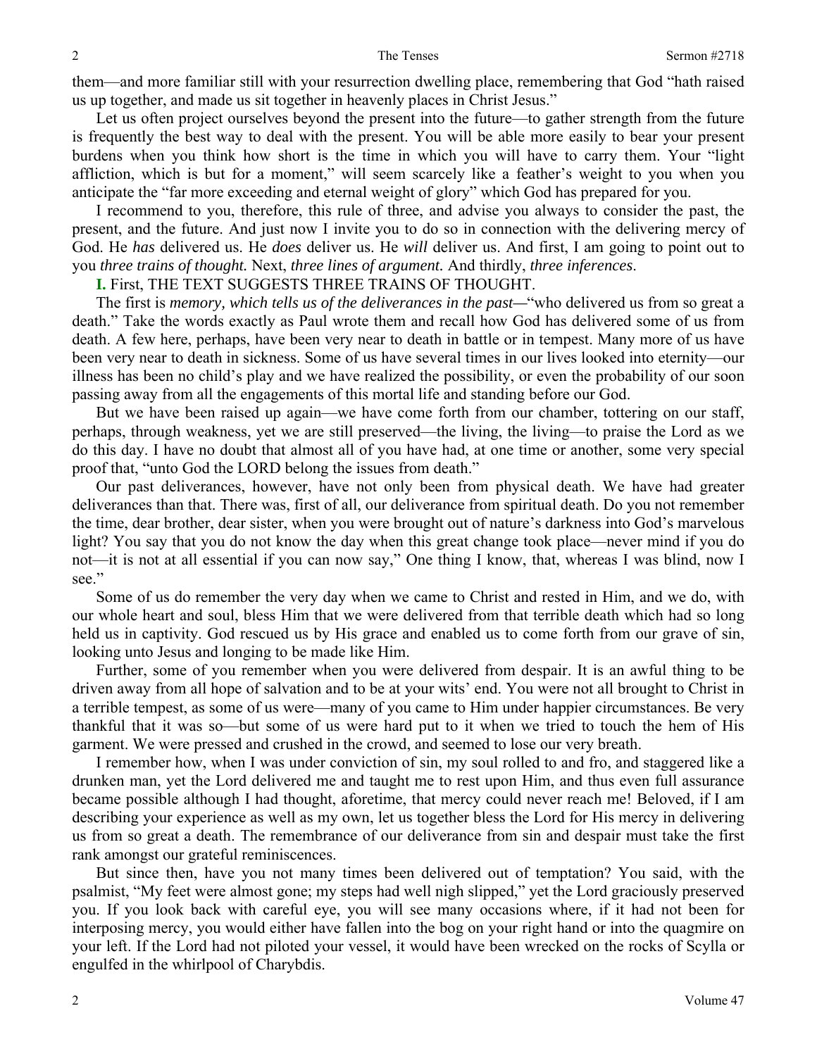them—and more familiar still with your resurrection dwelling place, remembering that God "hath raised us up together, and made us sit together in heavenly places in Christ Jesus."

Let us often project ourselves beyond the present into the future—to gather strength from the future is frequently the best way to deal with the present. You will be able more easily to bear your present burdens when you think how short is the time in which you will have to carry them. Your "light affliction, which is but for a moment," will seem scarcely like a feather's weight to you when you anticipate the "far more exceeding and eternal weight of glory" which God has prepared for you.

I recommend to you, therefore, this rule of three, and advise you always to consider the past, the present, and the future. And just now I invite you to do so in connection with the delivering mercy of God. He *has* delivered us. He *does* deliver us. He *will* deliver us. And first, I am going to point out to you *three trains of thought.* Next, *three lines of argument.* And thirdly, *three inferences.*

**I.** First, THE TEXT SUGGESTS THREE TRAINS OF THOUGHT.

The first is *memory, which tells us of the deliverances in the past—*"who delivered us from so great a death." Take the words exactly as Paul wrote them and recall how God has delivered some of us from death. A few here, perhaps, have been very near to death in battle or in tempest. Many more of us have been very near to death in sickness. Some of us have several times in our lives looked into eternity—our illness has been no child's play and we have realized the possibility, or even the probability of our soon passing away from all the engagements of this mortal life and standing before our God.

But we have been raised up again—we have come forth from our chamber, tottering on our staff, perhaps, through weakness, yet we are still preserved—the living, the living—to praise the Lord as we do this day. I have no doubt that almost all of you have had, at one time or another, some very special proof that, "unto God the LORD belong the issues from death."

Our past deliverances, however, have not only been from physical death. We have had greater deliverances than that. There was, first of all, our deliverance from spiritual death. Do you not remember the time, dear brother, dear sister, when you were brought out of nature's darkness into God's marvelous light? You say that you do not know the day when this great change took place—never mind if you do not—it is not at all essential if you can now say," One thing I know, that, whereas I was blind, now I see."

Some of us do remember the very day when we came to Christ and rested in Him, and we do, with our whole heart and soul, bless Him that we were delivered from that terrible death which had so long held us in captivity. God rescued us by His grace and enabled us to come forth from our grave of sin, looking unto Jesus and longing to be made like Him.

Further, some of you remember when you were delivered from despair. It is an awful thing to be driven away from all hope of salvation and to be at your wits' end. You were not all brought to Christ in a terrible tempest, as some of us were—many of you came to Him under happier circumstances. Be very thankful that it was so—but some of us were hard put to it when we tried to touch the hem of His garment. We were pressed and crushed in the crowd, and seemed to lose our very breath.

I remember how, when I was under conviction of sin, my soul rolled to and fro, and staggered like a drunken man, yet the Lord delivered me and taught me to rest upon Him, and thus even full assurance became possible although I had thought, aforetime, that mercy could never reach me! Beloved, if I am describing your experience as well as my own, let us together bless the Lord for His mercy in delivering us from so great a death. The remembrance of our deliverance from sin and despair must take the first rank amongst our grateful reminiscences.

But since then, have you not many times been delivered out of temptation? You said, with the psalmist, "My feet were almost gone; my steps had well nigh slipped," yet the Lord graciously preserved you. If you look back with careful eye, you will see many occasions where, if it had not been for interposing mercy, you would either have fallen into the bog on your right hand or into the quagmire on your left. If the Lord had not piloted your vessel, it would have been wrecked on the rocks of Scylla or engulfed in the whirlpool of Charybdis.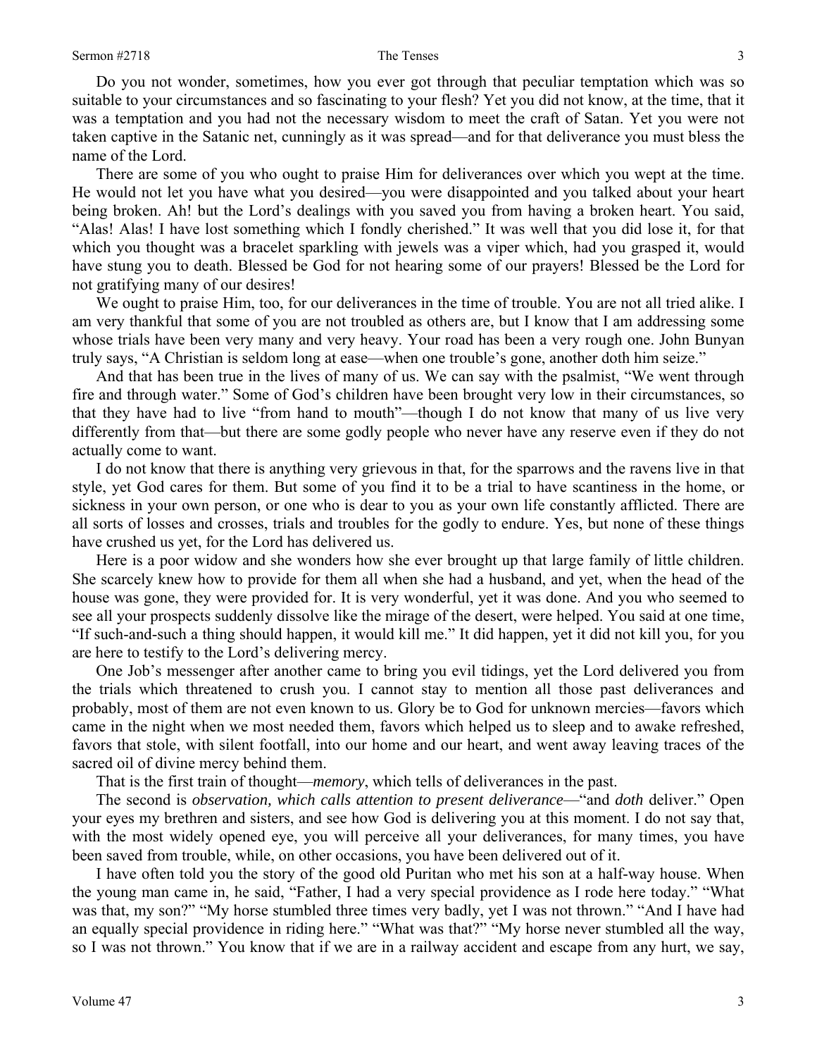Do you not wonder, sometimes, how you ever got through that peculiar temptation which was so suitable to your circumstances and so fascinating to your flesh? Yet you did not know, at the time, that it was a temptation and you had not the necessary wisdom to meet the craft of Satan. Yet you were not taken captive in the Satanic net, cunningly as it was spread—and for that deliverance you must bless the name of the Lord.

There are some of you who ought to praise Him for deliverances over which you wept at the time. He would not let you have what you desired—you were disappointed and you talked about your heart being broken. Ah! but the Lord's dealings with you saved you from having a broken heart. You said, "Alas! Alas! I have lost something which I fondly cherished." It was well that you did lose it, for that which you thought was a bracelet sparkling with jewels was a viper which, had you grasped it, would have stung you to death. Blessed be God for not hearing some of our prayers! Blessed be the Lord for not gratifying many of our desires!

We ought to praise Him, too, for our deliverances in the time of trouble. You are not all tried alike. I am very thankful that some of you are not troubled as others are, but I know that I am addressing some whose trials have been very many and very heavy. Your road has been a very rough one. John Bunyan truly says, "A Christian is seldom long at ease—when one trouble's gone, another doth him seize."

And that has been true in the lives of many of us. We can say with the psalmist, "We went through fire and through water." Some of God's children have been brought very low in their circumstances, so that they have had to live "from hand to mouth"—though I do not know that many of us live very differently from that—but there are some godly people who never have any reserve even if they do not actually come to want.

I do not know that there is anything very grievous in that, for the sparrows and the ravens live in that style, yet God cares for them. But some of you find it to be a trial to have scantiness in the home, or sickness in your own person, or one who is dear to you as your own life constantly afflicted. There are all sorts of losses and crosses, trials and troubles for the godly to endure. Yes, but none of these things have crushed us yet, for the Lord has delivered us.

Here is a poor widow and she wonders how she ever brought up that large family of little children. She scarcely knew how to provide for them all when she had a husband, and yet, when the head of the house was gone, they were provided for. It is very wonderful, yet it was done. And you who seemed to see all your prospects suddenly dissolve like the mirage of the desert, were helped. You said at one time, "If such-and-such a thing should happen, it would kill me." It did happen, yet it did not kill you, for you are here to testify to the Lord's delivering mercy.

One Job's messenger after another came to bring you evil tidings, yet the Lord delivered you from the trials which threatened to crush you. I cannot stay to mention all those past deliverances and probably, most of them are not even known to us. Glory be to God for unknown mercies—favors which came in the night when we most needed them, favors which helped us to sleep and to awake refreshed, favors that stole, with silent footfall, into our home and our heart, and went away leaving traces of the sacred oil of divine mercy behind them.

That is the first train of thought—*memory*, which tells of deliverances in the past.

The second is *observation, which calls attention to present deliverance*—"and *doth* deliver." Open your eyes my brethren and sisters, and see how God is delivering you at this moment. I do not say that, with the most widely opened eye, you will perceive all your deliverances, for many times, you have been saved from trouble, while, on other occasions, you have been delivered out of it.

I have often told you the story of the good old Puritan who met his son at a half-way house. When the young man came in, he said, "Father, I had a very special providence as I rode here today." "What was that, my son?" "My horse stumbled three times very badly, yet I was not thrown." "And I have had an equally special providence in riding here." "What was that?" "My horse never stumbled all the way, so I was not thrown." You know that if we are in a railway accident and escape from any hurt, we say,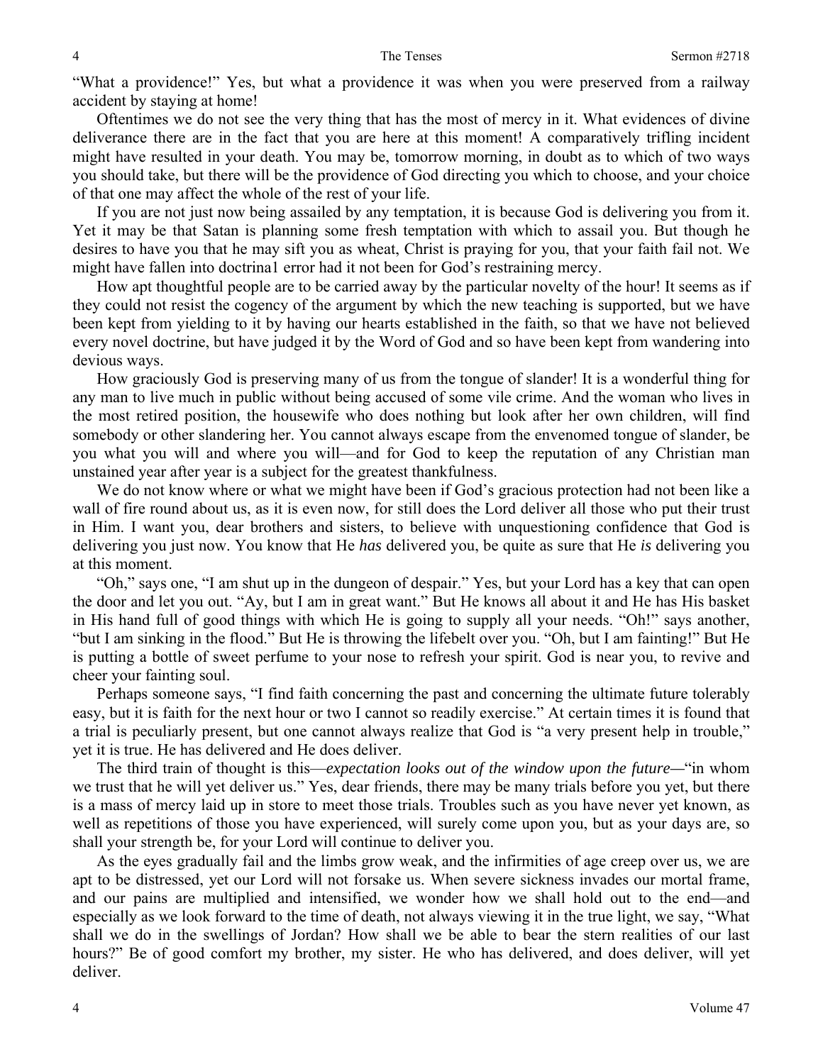"What a providence!" Yes, but what a providence it was when you were preserved from a railway accident by staying at home!

Oftentimes we do not see the very thing that has the most of mercy in it. What evidences of divine deliverance there are in the fact that you are here at this moment! A comparatively trifling incident might have resulted in your death. You may be, tomorrow morning, in doubt as to which of two ways you should take, but there will be the providence of God directing you which to choose, and your choice of that one may affect the whole of the rest of your life.

If you are not just now being assailed by any temptation, it is because God is delivering you from it. Yet it may be that Satan is planning some fresh temptation with which to assail you. But though he desires to have you that he may sift you as wheat, Christ is praying for you, that your faith fail not. We might have fallen into doctrina1 error had it not been for God's restraining mercy.

How apt thoughtful people are to be carried away by the particular novelty of the hour! It seems as if they could not resist the cogency of the argument by which the new teaching is supported, but we have been kept from yielding to it by having our hearts established in the faith, so that we have not believed every novel doctrine, but have judged it by the Word of God and so have been kept from wandering into devious ways.

How graciously God is preserving many of us from the tongue of slander! It is a wonderful thing for any man to live much in public without being accused of some vile crime. And the woman who lives in the most retired position, the housewife who does nothing but look after her own children, will find somebody or other slandering her. You cannot always escape from the envenomed tongue of slander, be you what you will and where you will—and for God to keep the reputation of any Christian man unstained year after year is a subject for the greatest thankfulness.

We do not know where or what we might have been if God's gracious protection had not been like a wall of fire round about us, as it is even now, for still does the Lord deliver all those who put their trust in Him. I want you, dear brothers and sisters, to believe with unquestioning confidence that God is delivering you just now. You know that He *has* delivered you, be quite as sure that He *is* delivering you at this moment.

"Oh," says one, "I am shut up in the dungeon of despair." Yes, but your Lord has a key that can open the door and let you out. "Ay, but I am in great want." But He knows all about it and He has His basket in His hand full of good things with which He is going to supply all your needs. "Oh!" says another, "but I am sinking in the flood." But He is throwing the lifebelt over you. "Oh, but I am fainting!" But He is putting a bottle of sweet perfume to your nose to refresh your spirit. God is near you, to revive and cheer your fainting soul.

Perhaps someone says, "I find faith concerning the past and concerning the ultimate future tolerably easy, but it is faith for the next hour or two I cannot so readily exercise." At certain times it is found that a trial is peculiarly present, but one cannot always realize that God is "a very present help in trouble," yet it is true. He has delivered and He does deliver.

The third train of thought is this—*expectation looks out of the window upon the future—*"in whom we trust that he will yet deliver us." Yes, dear friends, there may be many trials before you yet, but there is a mass of mercy laid up in store to meet those trials. Troubles such as you have never yet known, as well as repetitions of those you have experienced, will surely come upon you, but as your days are, so shall your strength be, for your Lord will continue to deliver you.

As the eyes gradually fail and the limbs grow weak, and the infirmities of age creep over us, we are apt to be distressed, yet our Lord will not forsake us. When severe sickness invades our mortal frame, and our pains are multiplied and intensified, we wonder how we shall hold out to the end—and especially as we look forward to the time of death, not always viewing it in the true light, we say, "What shall we do in the swellings of Jordan? How shall we be able to bear the stern realities of our last hours?" Be of good comfort my brother, my sister. He who has delivered, and does deliver, will yet deliver.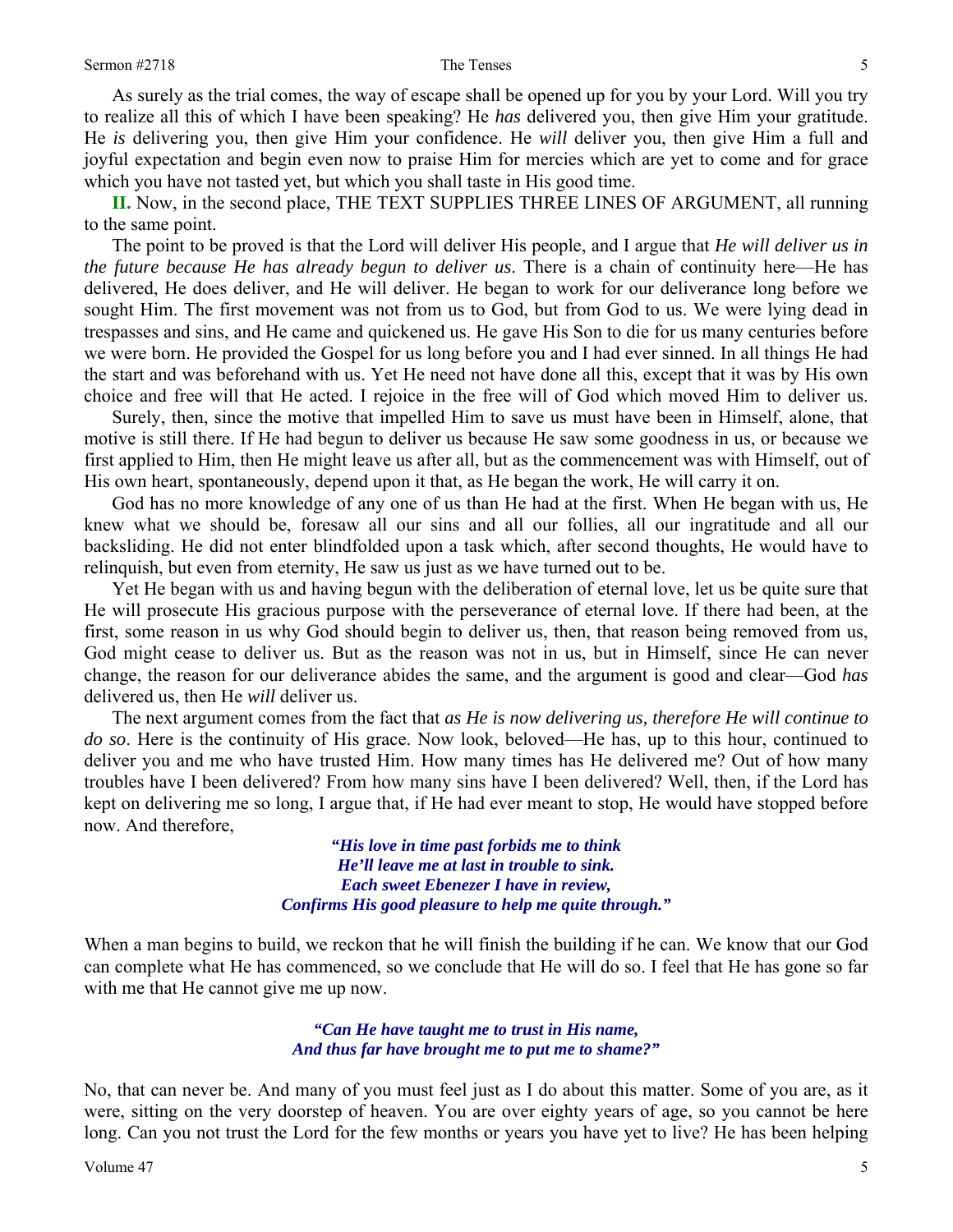As surely as the trial comes, the way of escape shall be opened up for you by your Lord. Will you try to realize all this of which I have been speaking? He *has* delivered you, then give Him your gratitude. He *is* delivering you, then give Him your confidence. He *will* deliver you, then give Him a full and joyful expectation and begin even now to praise Him for mercies which are yet to come and for grace which you have not tasted yet, but which you shall taste in His good time.

**II.** Now, in the second place, THE TEXT SUPPLIES THREE LINES OF ARGUMENT, all running to the same point.

The point to be proved is that the Lord will deliver His people, and I argue that *He will deliver us in the future because He has already begun to deliver us*. There is a chain of continuity here—He has delivered, He does deliver, and He will deliver. He began to work for our deliverance long before we sought Him. The first movement was not from us to God, but from God to us. We were lying dead in trespasses and sins, and He came and quickened us. He gave His Son to die for us many centuries before we were born. He provided the Gospel for us long before you and I had ever sinned. In all things He had the start and was beforehand with us. Yet He need not have done all this, except that it was by His own choice and free will that He acted. I rejoice in the free will of God which moved Him to deliver us.

Surely, then, since the motive that impelled Him to save us must have been in Himself, alone, that motive is still there. If He had begun to deliver us because He saw some goodness in us, or because we first applied to Him, then He might leave us after all, but as the commencement was with Himself, out of His own heart, spontaneously, depend upon it that, as He began the work, He will carry it on.

God has no more knowledge of any one of us than He had at the first. When He began with us, He knew what we should be, foresaw all our sins and all our follies, all our ingratitude and all our backsliding. He did not enter blindfolded upon a task which, after second thoughts, He would have to relinquish, but even from eternity, He saw us just as we have turned out to be.

Yet He began with us and having begun with the deliberation of eternal love, let us be quite sure that He will prosecute His gracious purpose with the perseverance of eternal love. If there had been, at the first, some reason in us why God should begin to deliver us, then, that reason being removed from us, God might cease to deliver us. But as the reason was not in us, but in Himself, since He can never change, the reason for our deliverance abides the same, and the argument is good and clear—God *has* delivered us, then He *will* deliver us.

The next argument comes from the fact that *as He is now delivering us, therefore He will continue to do so*. Here is the continuity of His grace. Now look, beloved—He has, up to this hour, continued to deliver you and me who have trusted Him. How many times has He delivered me? Out of how many troubles have I been delivered? From how many sins have I been delivered? Well, then, if the Lord has kept on delivering me so long, I argue that, if He had ever meant to stop, He would have stopped before now. And therefore,

> ***"His love in time past forbids me to think***
> ***He'll leave me at last in trouble to sink.***
> ***Each sweet Ebenezer I have in review,***
> ***Confirms His good pleasure to help me quite through."***

When a man begins to build, we reckon that he will finish the building if he can. We know that our God can complete what He has commenced, so we conclude that He will do so. I feel that He has gone so far with me that He cannot give me up now.

> ***"Can He have taught me to trust in His name,***
> ***And thus far have brought me to put me to shame?"***

No, that can never be. And many of you must feel just as I do about this matter. Some of you are, as it were, sitting on the very doorstep of heaven. You are over eighty years of age, so you cannot be here long. Can you not trust the Lord for the few months or years you have yet to live? He has been helping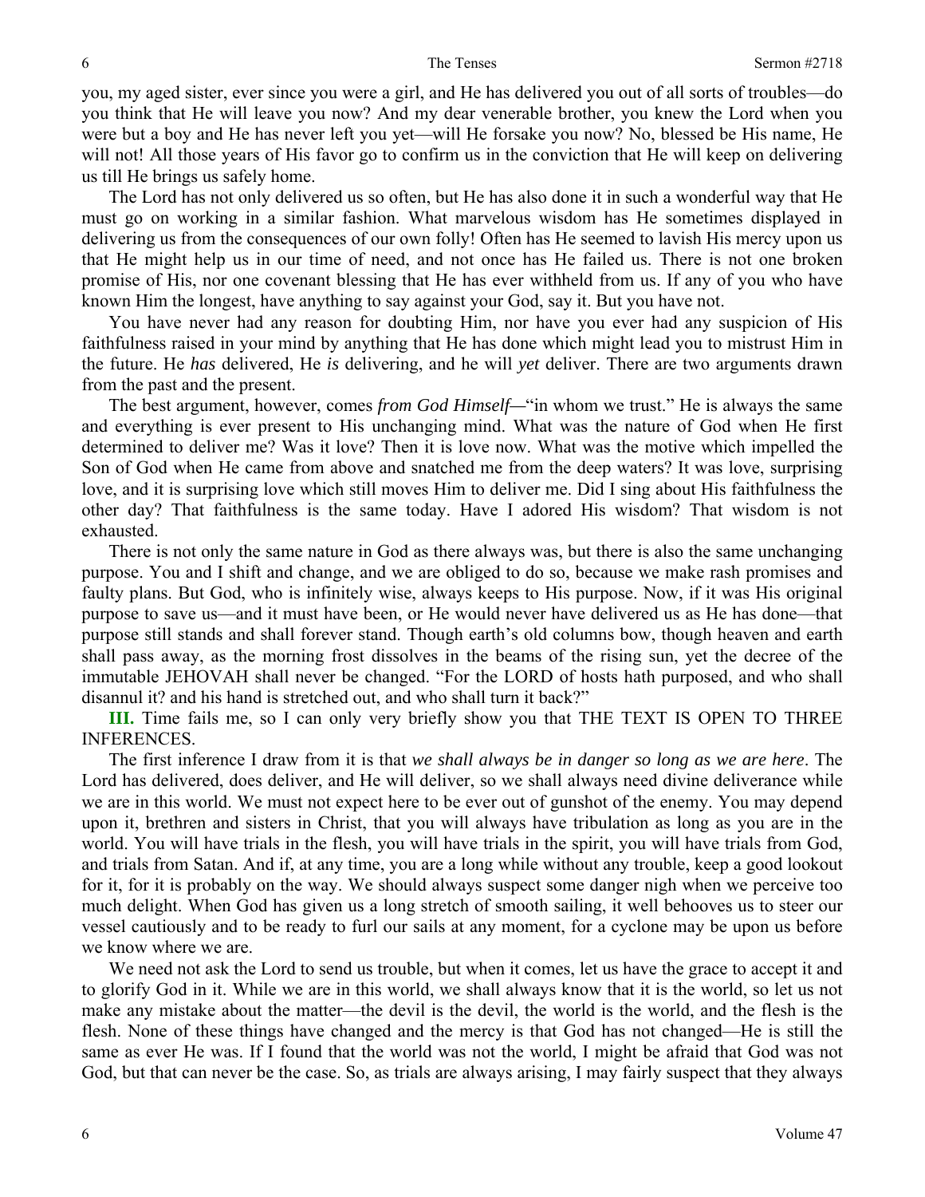you, my aged sister, ever since you were a girl, and He has delivered you out of all sorts of troubles—do you think that He will leave you now? And my dear venerable brother, you knew the Lord when you were but a boy and He has never left you yet—will He forsake you now? No, blessed be His name, He will not! All those years of His favor go to confirm us in the conviction that He will keep on delivering us till He brings us safely home.

The Lord has not only delivered us so often, but He has also done it in such a wonderful way that He must go on working in a similar fashion. What marvelous wisdom has He sometimes displayed in delivering us from the consequences of our own folly! Often has He seemed to lavish His mercy upon us that He might help us in our time of need, and not once has He failed us. There is not one broken promise of His, nor one covenant blessing that He has ever withheld from us. If any of you who have known Him the longest, have anything to say against your God, say it. But you have not.

You have never had any reason for doubting Him, nor have you ever had any suspicion of His faithfulness raised in your mind by anything that He has done which might lead you to mistrust Him in the future. He *has* delivered, He *is* delivering, and he will *yet* deliver. There are two arguments drawn from the past and the present.

The best argument, however, comes *from God Himself*—"in whom we trust." He is always the same and everything is ever present to His unchanging mind. What was the nature of God when He first determined to deliver me? Was it love? Then it is love now. What was the motive which impelled the Son of God when He came from above and snatched me from the deep waters? It was love, surprising love, and it is surprising love which still moves Him to deliver me. Did I sing about His faithfulness the other day? That faithfulness is the same today. Have I adored His wisdom? That wisdom is not exhausted.

There is not only the same nature in God as there always was, but there is also the same unchanging purpose. You and I shift and change, and we are obliged to do so, because we make rash promises and faulty plans. But God, who is infinitely wise, always keeps to His purpose. Now, if it was His original purpose to save us—and it must have been, or He would never have delivered us as He has done—that purpose still stands and shall forever stand. Though earth's old columns bow, though heaven and earth shall pass away, as the morning frost dissolves in the beams of the rising sun, yet the decree of the immutable JEHOVAH shall never be changed. "For the LORD of hosts hath purposed, and who shall disannul it? and his hand is stretched out, and who shall turn it back?"

**III.** Time fails me, so I can only very briefly show you that THE TEXT IS OPEN TO THREE INFERENCES.

The first inference I draw from it is that *we shall always be in danger so long as we are here*. The Lord has delivered, does deliver, and He will deliver, so we shall always need divine deliverance while we are in this world. We must not expect here to be ever out of gunshot of the enemy. You may depend upon it, brethren and sisters in Christ, that you will always have tribulation as long as you are in the world. You will have trials in the flesh, you will have trials in the spirit, you will have trials from God, and trials from Satan. And if, at any time, you are a long while without any trouble, keep a good lookout for it, for it is probably on the way. We should always suspect some danger nigh when we perceive too much delight. When God has given us a long stretch of smooth sailing, it well behooves us to steer our vessel cautiously and to be ready to furl our sails at any moment, for a cyclone may be upon us before we know where we are.

We need not ask the Lord to send us trouble, but when it comes, let us have the grace to accept it and to glorify God in it. While we are in this world, we shall always know that it is the world, so let us not make any mistake about the matter—the devil is the devil, the world is the world, and the flesh is the flesh. None of these things have changed and the mercy is that God has not changed—He is still the same as ever He was. If I found that the world was not the world, I might be afraid that God was not God, but that can never be the case. So, as trials are always arising, I may fairly suspect that they always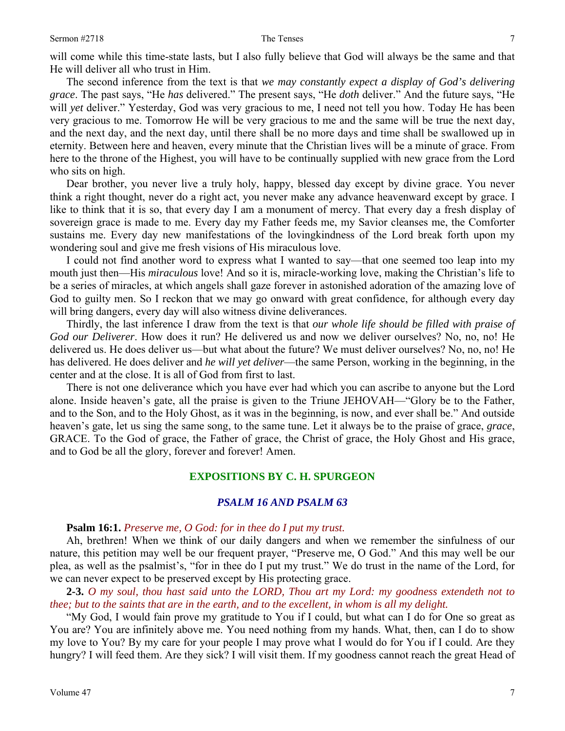will come while this time-state lasts, but I also fully believe that God will always be the same and that He will deliver all who trust in Him.

The second inference from the text is that *we may constantly expect a display of God's delivering grace*. The past says, "He *has* delivered." The present says, "He *doth* deliver." And the future says, "He will *yet* deliver." Yesterday, God was very gracious to me, I need not tell you how. Today He has been very gracious to me. Tomorrow He will be very gracious to me and the same will be true the next day, and the next day, and the next day, until there shall be no more days and time shall be swallowed up in eternity. Between here and heaven, every minute that the Christian lives will be a minute of grace. From here to the throne of the Highest, you will have to be continually supplied with new grace from the Lord who sits on high.

Dear brother, you never live a truly holy, happy, blessed day except by divine grace. You never think a right thought, never do a right act, you never make any advance heavenward except by grace. I like to think that it is so, that every day I am a monument of mercy. That every day a fresh display of sovereign grace is made to me. Every day my Father feeds me, my Savior cleanses me, the Comforter sustains me. Every day new manifestations of the lovingkindness of the Lord break forth upon my wondering soul and give me fresh visions of His miraculous love.

I could not find another word to express what I wanted to say—that one seemed too leap into my mouth just then—His *miraculous* love! And so it is, miracle-working love, making the Christian's life to be a series of miracles, at which angels shall gaze forever in astonished adoration of the amazing love of God to guilty men. So I reckon that we may go onward with great confidence, for although every day will bring dangers, every day will also witness divine deliverances.

Thirdly, the last inference I draw from the text is that *our whole life should be filled with praise of God our Deliverer*. How does it run? He delivered us and now we deliver ourselves? No, no, no! He delivered us. He does deliver us—but what about the future? We must deliver ourselves? No, no, no! He has delivered. He does deliver and *he will yet deliver*—the same Person, working in the beginning, in the center and at the close. It is all of God from first to last.

There is not one deliverance which you have ever had which you can ascribe to anyone but the Lord alone. Inside heaven's gate, all the praise is given to the Triune JEHOVAH—"Glory be to the Father, and to the Son, and to the Holy Ghost, as it was in the beginning, is now, and ever shall be." And outside heaven's gate, let us sing the same song, to the same tune. Let it always be to the praise of grace, *grace*, GRACE. To the God of grace, the Father of grace, the Christ of grace, the Holy Ghost and His grace, and to God be all the glory, forever and forever! Amen.

## EXPOSITIONS BY C. H. SPURGEON

### *PSALM 16 AND PSALM 63*

**Psalm 16:1.** *Preserve me, O God: for in thee do I put my trust.*

Ah, brethren! When we think of our daily dangers and when we remember the sinfulness of our nature, this petition may well be our frequent prayer, "Preserve me, O God." And this may well be our plea, as well as the psalmist's, "for in thee do I put my trust." We do trust in the name of the Lord, for we can never expect to be preserved except by His protecting grace.

**2-3.** *O my soul, thou hast said unto the LORD, Thou art my Lord: my goodness extendeth not to thee; but to the saints that are in the earth, and to the excellent, in whom is all my delight.*

"My God, I would fain prove my gratitude to You if I could, but what can I do for One so great as You are? You are infinitely above me. You need nothing from my hands. What, then, can I do to show my love to You? By my care for your people I may prove what I would do for You if I could. Are they hungry? I will feed them. Are they sick? I will visit them. If my goodness cannot reach the great Head of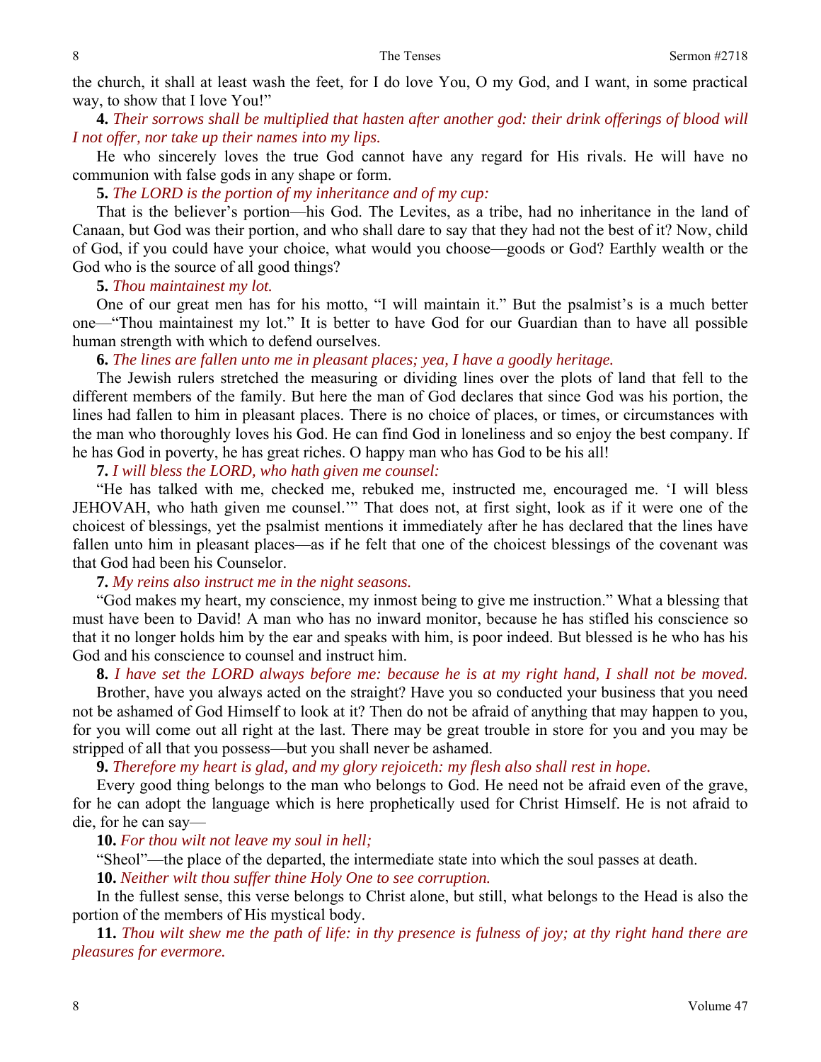the church, it shall at least wash the feet, for I do love You, O my God, and I want, in some practical way, to show that I love You!"

**4.** *Their sorrows shall be multiplied that hasten after another god: their drink offerings of blood will I not offer, nor take up their names into my lips.*

He who sincerely loves the true God cannot have any regard for His rivals. He will have no communion with false gods in any shape or form.

**5.** *The LORD is the portion of my inheritance and of my cup:*

That is the believer's portion—his God. The Levites, as a tribe, had no inheritance in the land of Canaan, but God was their portion, and who shall dare to say that they had not the best of it? Now, child of God, if you could have your choice, what would you choose—goods or God? Earthly wealth or the God who is the source of all good things?

**5.** *Thou maintainest my lot.*

One of our great men has for his motto, "I will maintain it." But the psalmist's is a much better one—"Thou maintainest my lot." It is better to have God for our Guardian than to have all possible human strength with which to defend ourselves.

**6.** *The lines are fallen unto me in pleasant places; yea, I have a goodly heritage.*

The Jewish rulers stretched the measuring or dividing lines over the plots of land that fell to the different members of the family. But here the man of God declares that since God was his portion, the lines had fallen to him in pleasant places. There is no choice of places, or times, or circumstances with the man who thoroughly loves his God. He can find God in loneliness and so enjoy the best company. If he has God in poverty, he has great riches. O happy man who has God to be his all!

**7.** *I will bless the LORD, who hath given me counsel:*

"He has talked with me, checked me, rebuked me, instructed me, encouraged me. 'I will bless JEHOVAH, who hath given me counsel.'" That does not, at first sight, look as if it were one of the choicest of blessings, yet the psalmist mentions it immediately after he has declared that the lines have fallen unto him in pleasant places—as if he felt that one of the choicest blessings of the covenant was that God had been his Counselor.

**7.** *My reins also instruct me in the night seasons.*

"God makes my heart, my conscience, my inmost being to give me instruction." What a blessing that must have been to David! A man who has no inward monitor, because he has stifled his conscience so that it no longer holds him by the ear and speaks with him, is poor indeed. But blessed is he who has his God and his conscience to counsel and instruct him.

**8.** *I have set the LORD always before me: because he is at my right hand, I shall not be moved.*

Brother, have you always acted on the straight? Have you so conducted your business that you need not be ashamed of God Himself to look at it? Then do not be afraid of anything that may happen to you, for you will come out all right at the last. There may be great trouble in store for you and you may be stripped of all that you possess—but you shall never be ashamed.

**9.** *Therefore my heart is glad, and my glory rejoiceth: my flesh also shall rest in hope.*

Every good thing belongs to the man who belongs to God. He need not be afraid even of the grave, for he can adopt the language which is here prophetically used for Christ Himself. He is not afraid to die, for he can say—

**10.** *For thou wilt not leave my soul in hell;*

"Sheol"—the place of the departed, the intermediate state into which the soul passes at death.

**10.** *Neither wilt thou suffer thine Holy One to see corruption.*

In the fullest sense, this verse belongs to Christ alone, but still, what belongs to the Head is also the portion of the members of His mystical body.

**11.** *Thou wilt shew me the path of life: in thy presence is fulness of joy; at thy right hand there are pleasures for evermore.*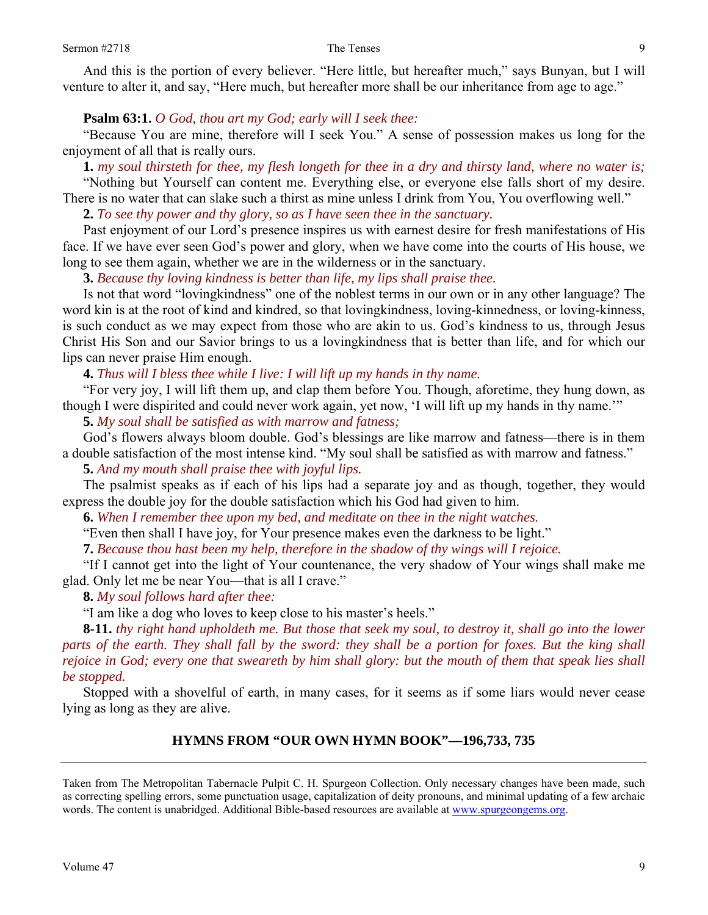And this is the portion of every believer. "Here little, but hereafter much," says Bunyan, but I will venture to alter it, and say, "Here much, but hereafter more shall be our inheritance from age to age."

**Psalm 63:1.** *O God, thou art my God; early will I seek thee:*

"Because You are mine, therefore will I seek You." A sense of possession makes us long for the enjoyment of all that is really ours.

**1.** *my soul thirsteth for thee, my flesh longeth for thee in a dry and thirsty land, where no water is;*

"Nothing but Yourself can content me. Everything else, or everyone else falls short of my desire. There is no water that can slake such a thirst as mine unless I drink from You, You overflowing well."

**2.** *To see thy power and thy glory, so as I have seen thee in the sanctuary.*

Past enjoyment of our Lord's presence inspires us with earnest desire for fresh manifestations of His face. If we have ever seen God's power and glory, when we have come into the courts of His house, we long to see them again, whether we are in the wilderness or in the sanctuary.

**3.** *Because thy loving kindness is better than life, my lips shall praise thee.*

Is not that word "lovingkindness" one of the noblest terms in our own or in any other language? The word kin is at the root of kind and kindred, so that lovingkindness, loving-kinnedness, or loving-kinness, is such conduct as we may expect from those who are akin to us. God's kindness to us, through Jesus Christ His Son and our Savior brings to us a lovingkindness that is better than life, and for which our lips can never praise Him enough.

**4.** *Thus will I bless thee while I live: I will lift up my hands in thy name.*

"For very joy, I will lift them up, and clap them before You. Though, aforetime, they hung down, as though I were dispirited and could never work again, yet now, 'I will lift up my hands in thy name.'"

**5.** *My soul shall be satisfied as with marrow and fatness;*

God's flowers always bloom double. God's blessings are like marrow and fatness—there is in them a double satisfaction of the most intense kind. "My soul shall be satisfied as with marrow and fatness."

**5.** *And my mouth shall praise thee with joyful lips.*

The psalmist speaks as if each of his lips had a separate joy and as though, together, they would express the double joy for the double satisfaction which his God had given to him.

**6.** *When I remember thee upon my bed, and meditate on thee in the night watches.*

"Even then shall I have joy, for Your presence makes even the darkness to be light."

**7.** *Because thou hast been my help, therefore in the shadow of thy wings will I rejoice.*

"If I cannot get into the light of Your countenance, the very shadow of Your wings shall make me glad. Only let me be near You—that is all I crave."

**8.** *My soul follows hard after thee:*

"I am like a dog who loves to keep close to his master's heels."

**8-11.** *thy right hand upholdeth me. But those that seek my soul, to destroy it, shall go into the lower parts of the earth. They shall fall by the sword: they shall be a portion for foxes. But the king shall rejoice in God; every one that sweareth by him shall glory: but the mouth of them that speak lies shall be stopped.*

Stopped with a shovelful of earth, in many cases, for it seems as if some liars would never cease lying as long as they are alive.

## HYMNS FROM "OUR OWN HYMN BOOK"—196,733, 735

---

Taken from The Metropolitan Tabernacle Pulpit C. H. Spurgeon Collection. Only necessary changes have been made, such as correcting spelling errors, some punctuation usage, capitalization of deity pronouns, and minimal updating of a few archaic words. The content is unabridged. Additional Bible-based resources are available at www.spurgeongems.org.